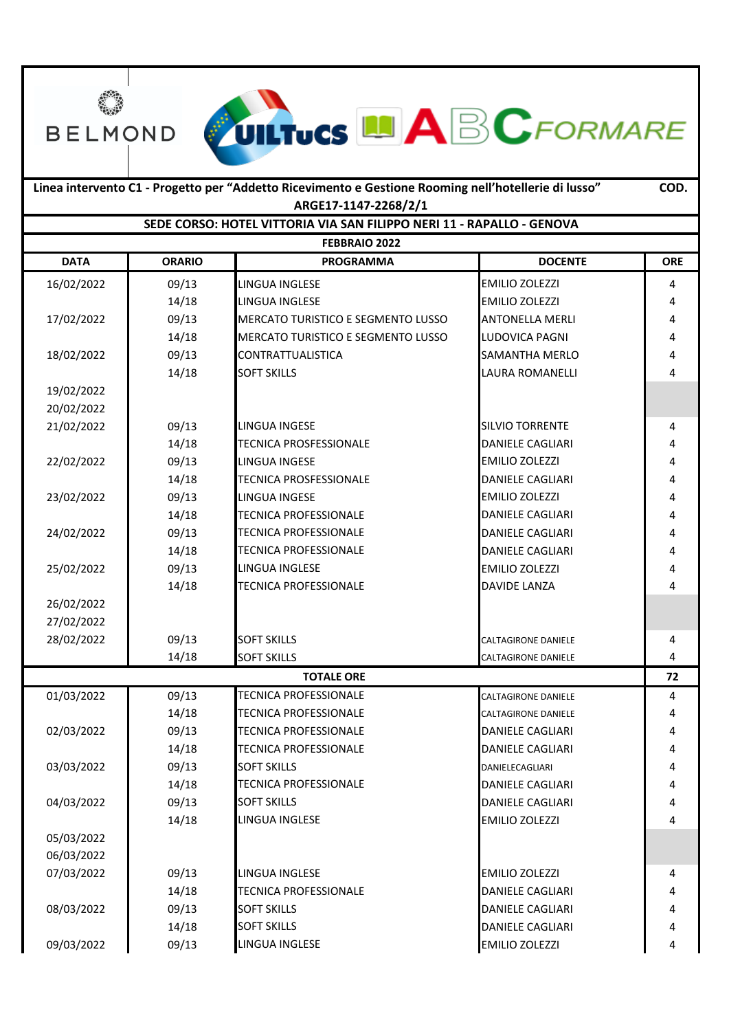BELMOND UILTuCS ABCFORMARE

**Linea intervento C1 - Progetto per "Addetto Ricevimento e Gestione Rooming nell'hotellerie di lusso" ARGE17-1147-2268/2/1** **COD.**

**SEDE CORSO: HOTEL VITTORIA VIA SAN FILIPPO NERI 11 - RAPALLO - GENOVA**

**FEBBRAIO 2022**

| DATA | ORARIO | PROGRAMMA | DOCENTE | ORE |
|---|---|---|---|---|
| 16/02/2022 | 09/13 | LINGUA INGLESE | EMILIO ZOLEZZI | 4 |
| | 14/18 | LINGUA INGLESE | EMILIO ZOLEZZI | 4 |
| 17/02/2022 | 09/13 | MERCATO TURISTICO E SEGMENTO LUSSO | ANTONELLA MERLI | 4 |
| | 14/18 | MERCATO TURISTICO E SEGMENTO LUSSO | LUDOVICA PAGNI | 4 |
| 18/02/2022 | 09/13 | CONTRATTUALISTICA | SAMANTHA MERLO | 4 |
| | 14/18 | SOFT SKILLS | LAURA ROMANELLI | 4 |
| 19/02/2022 | | | | |
| 20/02/2022 | | | | |
| 21/02/2022 | 09/13 | LINGUA INGESE | SILVIO TORRENTE | 4 |
| | 14/18 | TECNICA PROSFESSIONALE | DANIELE CAGLIARI | 4 |
| 22/02/2022 | 09/13 | LINGUA INGESE | EMILIO ZOLEZZI | 4 |
| | 14/18 | TECNICA PROSFESSIONALE | DANIELE CAGLIARI | 4 |
| 23/02/2022 | 09/13 | LINGUA INGESE | EMILIO ZOLEZZI | 4 |
| | 14/18 | TECNICA PROFESSIONALE | DANIELE CAGLIARI | 4 |
| 24/02/2022 | 09/13 | TECNICA PROFESSIONALE | DANIELE CAGLIARI | 4 |
| | 14/18 | TECNICA PROFESSIONALE | DANIELE CAGLIARI | 4 |
| 25/02/2022 | 09/13 | LINGUA INGLESE | EMILIO ZOLEZZI | 4 |
| | 14/18 | TECNICA PROFESSIONALE | DAVIDE LANZA | 4 |
| 26/02/2022 | | | | |
| 27/02/2022 | | | | |
| 28/02/2022 | 09/13 | SOFT SKILLS | CALTAGIRONE DANIELE | 4 |
| | 14/18 | SOFT SKILLS | CALTAGIRONE DANIELE | 4 |
| **TOTALE ORE** | | | | **72** |
| 01/03/2022 | 09/13 | TECNICA PROFESSIONALE | CALTAGIRONE DANIELE | 4 |
| | 14/18 | TECNICA PROFESSIONALE | CALTAGIRONE DANIELE | 4 |
| 02/03/2022 | 09/13 | TECNICA PROFESSIONALE | DANIELE CAGLIARI | 4 |
| | 14/18 | TECNICA PROFESSIONALE | DANIELE CAGLIARI | 4 |
| 03/03/2022 | 09/13 | SOFT SKILLS | DANIELECAGLIARI | 4 |
| | 14/18 | TECNICA PROFESSIONALE | DANIELE CAGLIARI | 4 |
| 04/03/2022 | 09/13 | SOFT SKILLS | DANIELE CAGLIARI | 4 |
| | 14/18 | LINGUA INGLESE | EMILIO ZOLEZZI | 4 |
| 05/03/2022 | | | | |
| 06/03/2022 | | | | |
| 07/03/2022 | 09/13 | LINGUA INGLESE | EMILIO ZOLEZZI | 4 |
| | 14/18 | TECNICA PROFESSIONALE | DANIELE CAGLIARI | 4 |
| 08/03/2022 | 09/13 | SOFT SKILLS | DANIELE CAGLIARI | 4 |
| | 14/18 | SOFT SKILLS | DANIELE CAGLIARI | 4 |
| 09/03/2022 | 09/13 | LINGUA INGLESE | EMILIO ZOLEZZI | 4 |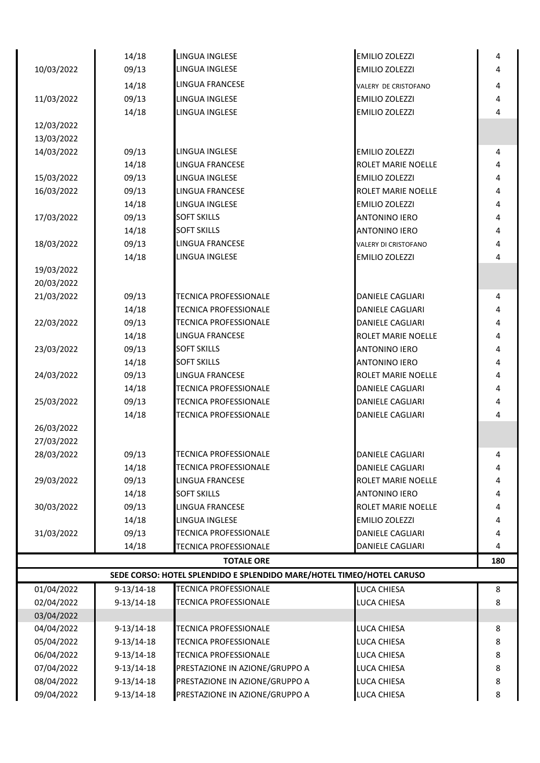| | | | | |
|---|---|---|---|---|
| | 14/18 | LINGUA INGLESE | EMILIO ZOLEZZI | 4 |
| 10/03/2022 | 09/13 | LINGUA INGLESE | EMILIO ZOLEZZI | 4 |
| | 14/18 | LINGUA FRANCESE | VALERY DE CRISTOFANO | 4 |
| 11/03/2022 | 09/13 | LINGUA INGLESE | EMILIO ZOLEZZI | 4 |
| | 14/18 | LINGUA INGLESE | EMILIO ZOLEZZI | 4 |
| 12/03/2022 | | | | |
| 13/03/2022 | | | | |
| 14/03/2022 | 09/13 | LINGUA INGLESE | EMILIO ZOLEZZI | 4 |
| | 14/18 | LINGUA FRANCESE | ROLET MARIE NOELLE | 4 |
| 15/03/2022 | 09/13 | LINGUA INGLESE | EMILIO ZOLEZZI | 4 |
| 16/03/2022 | 09/13 | LINGUA FRANCESE | ROLET MARIE NOELLE | 4 |
| | 14/18 | LINGUA INGLESE | EMILIO ZOLEZZI | 4 |
| 17/03/2022 | 09/13 | SOFT SKILLS | ANTONINO IERO | 4 |
| | 14/18 | SOFT SKILLS | ANTONINO IERO | 4 |
| 18/03/2022 | 09/13 | LINGUA FRANCESE | VALERY DI CRISTOFANO | 4 |
| | 14/18 | LINGUA INGLESE | EMILIO ZOLEZZI | 4 |
| 19/03/2022 | | | | |
| 20/03/2022 | | | | |
| 21/03/2022 | 09/13 | TECNICA PROFESSIONALE | DANIELE CAGLIARI | 4 |
| | 14/18 | TECNICA PROFESSIONALE | DANIELE CAGLIARI | 4 |
| 22/03/2022 | 09/13 | TECNICA PROFESSIONALE | DANIELE CAGLIARI | 4 |
| | 14/18 | LINGUA FRANCESE | ROLET MARIE NOELLE | 4 |
| 23/03/2022 | 09/13 | SOFT SKILLS | ANTONINO IERO | 4 |
| | 14/18 | SOFT SKILLS | ANTONINO IERO | 4 |
| 24/03/2022 | 09/13 | LINGUA FRANCESE | ROLET MARIE NOELLE | 4 |
| | 14/18 | TECNICA PROFESSIONALE | DANIELE CAGLIARI | 4 |
| 25/03/2022 | 09/13 | TECNICA PROFESSIONALE | DANIELE CAGLIARI | 4 |
| | 14/18 | TECNICA PROFESSIONALE | DANIELE CAGLIARI | 4 |
| 26/03/2022 | | | | |
| 27/03/2022 | | | | |
| 28/03/2022 | 09/13 | TECNICA PROFESSIONALE | DANIELE CAGLIARI | 4 |
| | 14/18 | TECNICA PROFESSIONALE | DANIELE CAGLIARI | 4 |
| 29/03/2022 | 09/13 | LINGUA FRANCESE | ROLET MARIE NOELLE | 4 |
| | 14/18 | SOFT SKILLS | ANTONINO IERO | 4 |
| 30/03/2022 | 09/13 | LINGUA FRANCESE | ROLET MARIE NOELLE | 4 |
| | 14/18 | LINGUA INGLESE | EMILIO ZOLEZZI | 4 |
| 31/03/2022 | 09/13 | TECNICA PROFESSIONALE | DANIELE CAGLIARI | 4 |
| | 14/18 | TECNICA PROFESSIONALE | DANIELE CAGLIARI | 4 |
| **TOTALE ORE** | | | | **180** |
| **SEDE CORSO: HOTEL SPLENDIDO E SPLENDIDO MARE/HOTEL TIMEO/HOTEL CARUSO** | | | | |
| 01/04/2022 | 9-13/14-18 | TECNICA PROFESSIONALE | LUCA CHIESA | 8 |
| 02/04/2022 | 9-13/14-18 | TECNICA PROFESSIONALE | LUCA CHIESA | 8 |
| 03/04/2022 | | | | |
| 04/04/2022 | 9-13/14-18 | TECNICA PROFESSIONALE | LUCA CHIESA | 8 |
| 05/04/2022 | 9-13/14-18 | TECNICA PROFESSIONALE | LUCA CHIESA | 8 |
| 06/04/2022 | 9-13/14-18 | TECNICA PROFESSIONALE | LUCA CHIESA | 8 |
| 07/04/2022 | 9-13/14-18 | PRESTAZIONE IN AZIONE/GRUPPO A | LUCA CHIESA | 8 |
| 08/04/2022 | 9-13/14-18 | PRESTAZIONE IN AZIONE/GRUPPO A | LUCA CHIESA | 8 |
| 09/04/2022 | 9-13/14-18 | PRESTAZIONE IN AZIONE/GRUPPO A | LUCA CHIESA | 8 |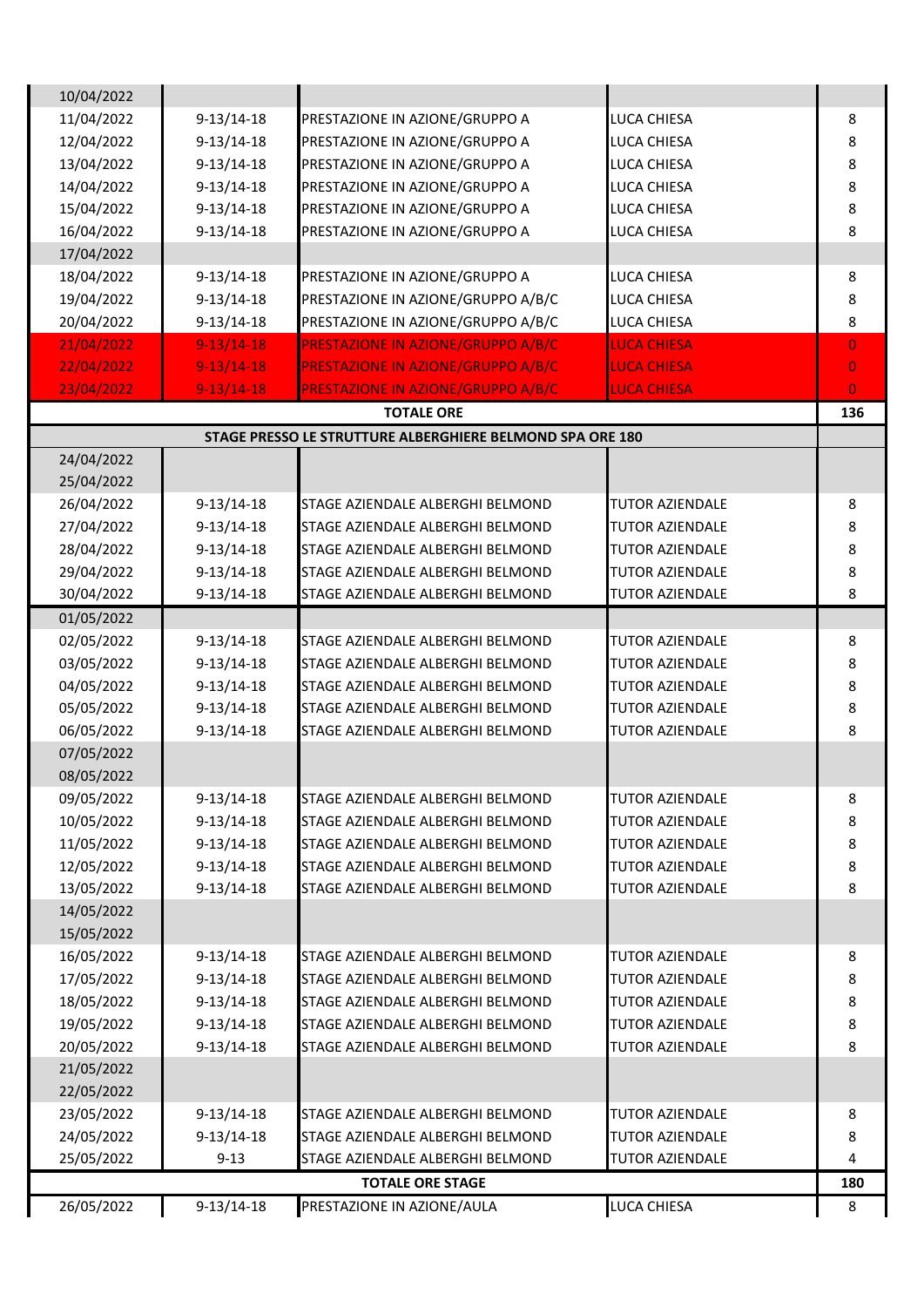| | | | | |
|---|---|---|---|---|
| 10/04/2022 | | | | |
| 11/04/2022 | 9-13/14-18 | PRESTAZIONE IN AZIONE/GRUPPO A | LUCA CHIESA | 8 |
| 12/04/2022 | 9-13/14-18 | PRESTAZIONE IN AZIONE/GRUPPO A | LUCA CHIESA | 8 |
| 13/04/2022 | 9-13/14-18 | PRESTAZIONE IN AZIONE/GRUPPO A | LUCA CHIESA | 8 |
| 14/04/2022 | 9-13/14-18 | PRESTAZIONE IN AZIONE/GRUPPO A | LUCA CHIESA | 8 |
| 15/04/2022 | 9-13/14-18 | PRESTAZIONE IN AZIONE/GRUPPO A | LUCA CHIESA | 8 |
| 16/04/2022 | 9-13/14-18 | PRESTAZIONE IN AZIONE/GRUPPO A | LUCA CHIESA | 8 |
| 17/04/2022 | | | | |
| 18/04/2022 | 9-13/14-18 | PRESTAZIONE IN AZIONE/GRUPPO A | LUCA CHIESA | 8 |
| 19/04/2022 | 9-13/14-18 | PRESTAZIONE IN AZIONE/GRUPPO A/B/C | LUCA CHIESA | 8 |
| 20/04/2022 | 9-13/14-18 | PRESTAZIONE IN AZIONE/GRUPPO A/B/C | LUCA CHIESA | 8 |
| 21/04/2022 | 9-13/14-18 | PRESTAZIONE IN AZIONE/GRUPPO A/B/C | LUCA CHIESA | 0 |
| 22/04/2022 | 9-13/14-18 | PRESTAZIONE IN AZIONE/GRUPPO A/B/C | LUCA CHIESA | 0 |
| 23/04/2022 | 9-13/14-18 | PRESTAZIONE IN AZIONE/GRUPPO A/B/C | LUCA CHIESA | 0 |
| | | **TOTALE ORE** | | **136** |
| | | **STAGE PRESSO LE STRUTTURE ALBERGHIERE BELMOND SPA ORE 180** | | |
| 24/04/2022 | | | | |
| 25/04/2022 | | | | |
| 26/04/2022 | 9-13/14-18 | STAGE AZIENDALE ALBERGHI BELMOND | TUTOR AZIENDALE | 8 |
| 27/04/2022 | 9-13/14-18 | STAGE AZIENDALE ALBERGHI BELMOND | TUTOR AZIENDALE | 8 |
| 28/04/2022 | 9-13/14-18 | STAGE AZIENDALE ALBERGHI BELMOND | TUTOR AZIENDALE | 8 |
| 29/04/2022 | 9-13/14-18 | STAGE AZIENDALE ALBERGHI BELMOND | TUTOR AZIENDALE | 8 |
| 30/04/2022 | 9-13/14-18 | STAGE AZIENDALE ALBERGHI BELMOND | TUTOR AZIENDALE | 8 |
| 01/05/2022 | | | | |
| 02/05/2022 | 9-13/14-18 | STAGE AZIENDALE ALBERGHI BELMOND | TUTOR AZIENDALE | 8 |
| 03/05/2022 | 9-13/14-18 | STAGE AZIENDALE ALBERGHI BELMOND | TUTOR AZIENDALE | 8 |
| 04/05/2022 | 9-13/14-18 | STAGE AZIENDALE ALBERGHI BELMOND | TUTOR AZIENDALE | 8 |
| 05/05/2022 | 9-13/14-18 | STAGE AZIENDALE ALBERGHI BELMOND | TUTOR AZIENDALE | 8 |
| 06/05/2022 | 9-13/14-18 | STAGE AZIENDALE ALBERGHI BELMOND | TUTOR AZIENDALE | 8 |
| 07/05/2022 | | | | |
| 08/05/2022 | | | | |
| 09/05/2022 | 9-13/14-18 | STAGE AZIENDALE ALBERGHI BELMOND | TUTOR AZIENDALE | 8 |
| 10/05/2022 | 9-13/14-18 | STAGE AZIENDALE ALBERGHI BELMOND | TUTOR AZIENDALE | 8 |
| 11/05/2022 | 9-13/14-18 | STAGE AZIENDALE ALBERGHI BELMOND | TUTOR AZIENDALE | 8 |
| 12/05/2022 | 9-13/14-18 | STAGE AZIENDALE ALBERGHI BELMOND | TUTOR AZIENDALE | 8 |
| 13/05/2022 | 9-13/14-18 | STAGE AZIENDALE ALBERGHI BELMOND | TUTOR AZIENDALE | 8 |
| 14/05/2022 | | | | |
| 15/05/2022 | | | | |
| 16/05/2022 | 9-13/14-18 | STAGE AZIENDALE ALBERGHI BELMOND | TUTOR AZIENDALE | 8 |
| 17/05/2022 | 9-13/14-18 | STAGE AZIENDALE ALBERGHI BELMOND | TUTOR AZIENDALE | 8 |
| 18/05/2022 | 9-13/14-18 | STAGE AZIENDALE ALBERGHI BELMOND | TUTOR AZIENDALE | 8 |
| 19/05/2022 | 9-13/14-18 | STAGE AZIENDALE ALBERGHI BELMOND | TUTOR AZIENDALE | 8 |
| 20/05/2022 | 9-13/14-18 | STAGE AZIENDALE ALBERGHI BELMOND | TUTOR AZIENDALE | 8 |
| 21/05/2022 | | | | |
| 22/05/2022 | | | | |
| 23/05/2022 | 9-13/14-18 | STAGE AZIENDALE ALBERGHI BELMOND | TUTOR AZIENDALE | 8 |
| 24/05/2022 | 9-13/14-18 | STAGE AZIENDALE ALBERGHI BELMOND | TUTOR AZIENDALE | 8 |
| 25/05/2022 | 9-13 | STAGE AZIENDALE ALBERGHI BELMOND | TUTOR AZIENDALE | 4 |
| | | **TOTALE ORE STAGE** | | **180** |
| 26/05/2022 | 9-13/14-18 | PRESTAZIONE IN AZIONE/AULA | LUCA CHIESA | 8 |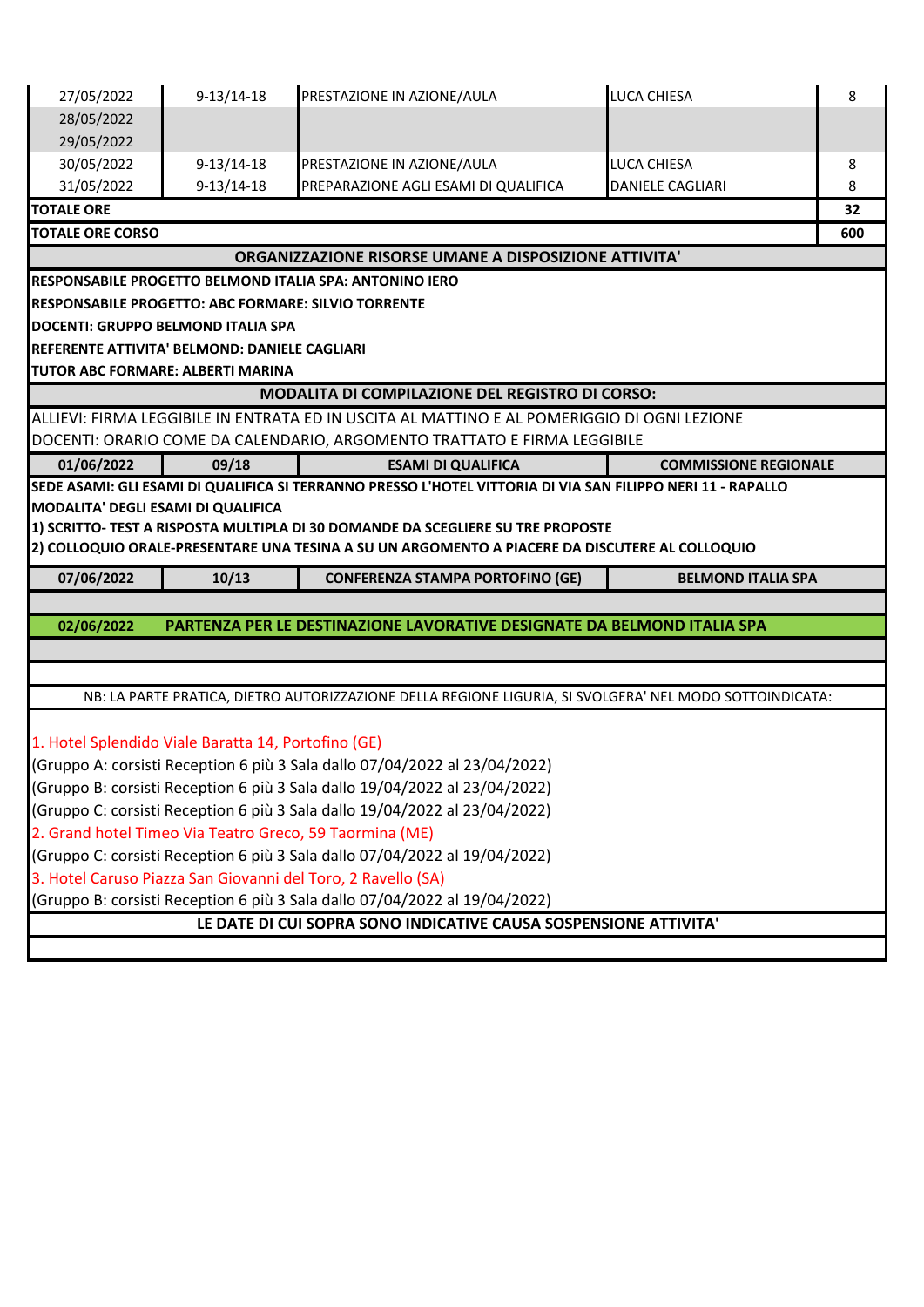| | | | | |
|---|---|---|---|---|
| 27/05/2022 | 9-13/14-18 | PRESTAZIONE IN AZIONE/AULA | LUCA CHIESA | 8 |
| 28/05/2022 | | | | |
| 29/05/2022 | | | | |
| 30/05/2022 | 9-13/14-18 | PRESTAZIONE IN AZIONE/AULA | LUCA CHIESA | 8 |
| 31/05/2022 | 9-13/14-18 | PREPARAZIONE AGLI ESAMI DI QUALIFICA | DANIELE CAGLIARI | 8 |
| **TOTALE ORE** | | | | **32** |
| **TOTALE ORE CORSO** | | | | **600** |

**ORGANIZZAZIONE RISORSE UMANE A DISPOSIZIONE ATTIVITA'**

**RESPONSABILE PROGETTO BELMOND ITALIA SPA: ANTONINO IERO**

**RESPONSABILE PROGETTO: ABC FORMARE: SILVIO TORRENTE**

**DOCENTI: GRUPPO BELMOND ITALIA SPA**

**REFERENTE ATTIVITA' BELMOND: DANIELE CAGLIARI**

**TUTOR ABC FORMARE: ALBERTI MARINA**

**MODALITA DI COMPILAZIONE DEL REGISTRO DI CORSO:**

ALLIEVI: FIRMA LEGGIBILE IN ENTRATA ED IN USCITA AL MATTINO E AL POMERIGGIO DI OGNI LEZIONE

DOCENTI: ORARIO COME DA CALENDARIO, ARGOMENTO TRATTATO E FIRMA LEGGIBILE

| | | | |
|---|---|---|---|
| **01/06/2022** | **09/18** | **ESAMI DI QUALIFICA** | **COMMISSIONE REGIONALE** |

**SEDE ASAMI: GLI ESAMI DI QUALIFICA SI TERRANNO PRESSO L'HOTEL VITTORIA DI VIA SAN FILIPPO NERI 11 - RAPALLO**

**MODALITA' DEGLI ESAMI DI QUALIFICA**

**1) SCRITTO- TEST A RISPOSTA MULTIPLA DI 30 DOMANDE DA SCEGLIERE SU TRE PROPOSTE**

**2) COLLOQUIO ORALE-PRESENTARE UNA TESINA A SU UN ARGOMENTO A PIACERE DA DISCUTERE AL COLLOQUIO**

| | | | |
|---|---|---|---|
| **07/06/2022** | **10/13** | **CONFERENZA STAMPA PORTOFINO (GE)** | **BELMOND ITALIA SPA** |

**02/06/2022 PARTENZA PER LE DESTINAZIONE LAVORATIVE DESIGNATE DA BELMOND ITALIA SPA**

NB: LA PARTE PRATICA, DIETRO AUTORIZZAZIONE DELLA REGIONE LIGURIA, SI SVOLGERA' NEL MODO SOTTOINDICATA:

1. Hotel Splendido Viale Baratta 14, Portofino (GE)

(Gruppo A: corsisti Reception 6 più 3 Sala dallo 07/04/2022 al 23/04/2022)

(Gruppo B: corsisti Reception 6 più 3 Sala dallo 19/04/2022 al 23/04/2022)

(Gruppo C: corsisti Reception 6 più 3 Sala dallo 19/04/2022 al 23/04/2022)

2. Grand hotel Timeo Via Teatro Greco, 59 Taormina (ME)

(Gruppo C: corsisti Reception 6 più 3 Sala dallo 07/04/2022 al 19/04/2022)

3. Hotel Caruso Piazza San Giovanni del Toro, 2 Ravello (SA)

(Gruppo B: corsisti Reception 6 più 3 Sala dallo 07/04/2022 al 19/04/2022)

**LE DATE DI CUI SOPRA SONO INDICATIVE CAUSA SOSPENSIONE ATTIVITA'**